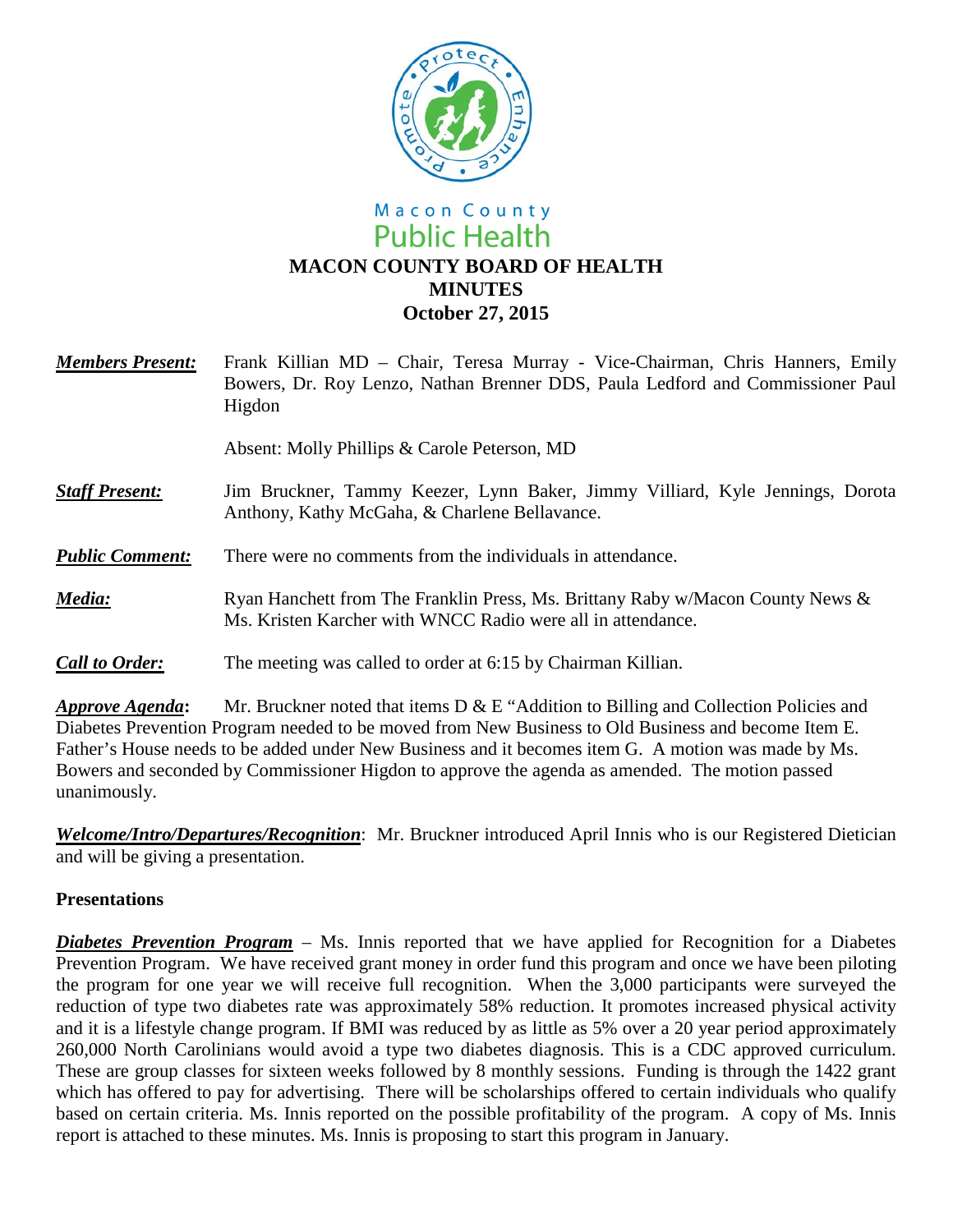Macon County
Public Health

# MACON COUNTY BOARD OF HEALTH
# MINUTES
# October 27, 2015

***Members Present:*** Frank Killian MD – Chair, Teresa Murray - Vice-Chairman, Chris Hanners, Emily Bowers, Dr. Roy Lenzo, Nathan Brenner DDS, Paula Ledford and Commissioner Paul Higdon

Absent: Molly Phillips & Carole Peterson, MD

***Staff Present:*** Jim Bruckner, Tammy Keezer, Lynn Baker, Jimmy Villiard, Kyle Jennings, Dorota Anthony, Kathy McGaha, & Charlene Bellavance.

***Public Comment:*** There were no comments from the individuals in attendance.

***Media:*** Ryan Hanchett from The Franklin Press, Ms. Brittany Raby w/Macon County News & Ms. Kristen Karcher with WNCC Radio were all in attendance.

***Call to Order:*** The meeting was called to order at 6:15 by Chairman Killian.

***Approve Agenda*:** Mr. Bruckner noted that items D & E "Addition to Billing and Collection Policies and Diabetes Prevention Program needed to be moved from New Business to Old Business and become Item E. Father's House needs to be added under New Business and it becomes item G. A motion was made by Ms. Bowers and seconded by Commissioner Higdon to approve the agenda as amended. The motion passed unanimously.

***Welcome/Intro/Departures/Recognition***: Mr. Bruckner introduced April Innis who is our Registered Dietician and will be giving a presentation.

**Presentations**

***Diabetes Prevention Program*** – Ms. Innis reported that we have applied for Recognition for a Diabetes Prevention Program. We have received grant money in order fund this program and once we have been piloting the program for one year we will receive full recognition. When the 3,000 participants were surveyed the reduction of type two diabetes rate was approximately 58% reduction. It promotes increased physical activity and it is a lifestyle change program. If BMI was reduced by as little as 5% over a 20 year period approximately 260,000 North Carolinians would avoid a type two diabetes diagnosis. This is a CDC approved curriculum. These are group classes for sixteen weeks followed by 8 monthly sessions. Funding is through the 1422 grant which has offered to pay for advertising. There will be scholarships offered to certain individuals who qualify based on certain criteria. Ms. Innis reported on the possible profitability of the program. A copy of Ms. Innis report is attached to these minutes. Ms. Innis is proposing to start this program in January.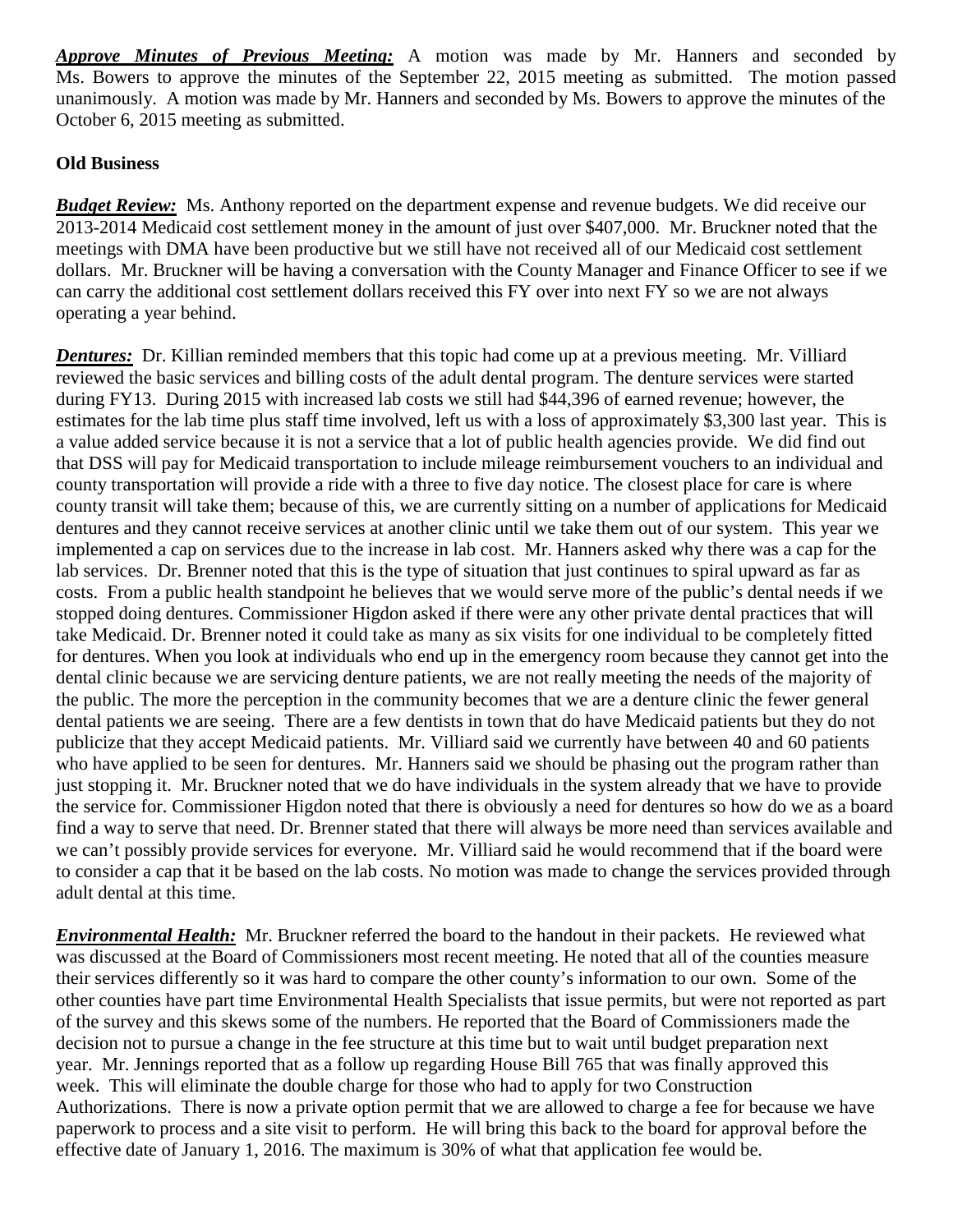***Approve Minutes of Previous Meeting:*** A motion was made by Mr. Hanners and seconded by Ms. Bowers to approve the minutes of the September 22, 2015 meeting as submitted. The motion passed unanimously. A motion was made by Mr. Hanners and seconded by Ms. Bowers to approve the minutes of the October 6, 2015 meeting as submitted.

**Old Business**

***Budget Review:*** Ms. Anthony reported on the department expense and revenue budgets. We did receive our 2013-2014 Medicaid cost settlement money in the amount of just over $407,000. Mr. Bruckner noted that the meetings with DMA have been productive but we still have not received all of our Medicaid cost settlement dollars. Mr. Bruckner will be having a conversation with the County Manager and Finance Officer to see if we can carry the additional cost settlement dollars received this FY over into next FY so we are not always operating a year behind.

***Dentures:*** Dr. Killian reminded members that this topic had come up at a previous meeting. Mr. Villiard reviewed the basic services and billing costs of the adult dental program. The denture services were started during FY13. During 2015 with increased lab costs we still had $44,396 of earned revenue; however, the estimates for the lab time plus staff time involved, left us with a loss of approximately $3,300 last year. This is a value added service because it is not a service that a lot of public health agencies provide. We did find out that DSS will pay for Medicaid transportation to include mileage reimbursement vouchers to an individual and county transportation will provide a ride with a three to five day notice. The closest place for care is where county transit will take them; because of this, we are currently sitting on a number of applications for Medicaid dentures and they cannot receive services at another clinic until we take them out of our system. This year we implemented a cap on services due to the increase in lab cost. Mr. Hanners asked why there was a cap for the lab services. Dr. Brenner noted that this is the type of situation that just continues to spiral upward as far as costs. From a public health standpoint he believes that we would serve more of the public's dental needs if we stopped doing dentures. Commissioner Higdon asked if there were any other private dental practices that will take Medicaid. Dr. Brenner noted it could take as many as six visits for one individual to be completely fitted for dentures. When you look at individuals who end up in the emergency room because they cannot get into the dental clinic because we are servicing denture patients, we are not really meeting the needs of the majority of the public. The more the perception in the community becomes that we are a denture clinic the fewer general dental patients we are seeing. There are a few dentists in town that do have Medicaid patients but they do not publicize that they accept Medicaid patients. Mr. Villiard said we currently have between 40 and 60 patients who have applied to be seen for dentures. Mr. Hanners said we should be phasing out the program rather than just stopping it. Mr. Bruckner noted that we do have individuals in the system already that we have to provide the service for. Commissioner Higdon noted that there is obviously a need for dentures so how do we as a board find a way to serve that need. Dr. Brenner stated that there will always be more need than services available and we can't possibly provide services for everyone. Mr. Villiard said he would recommend that if the board were to consider a cap that it be based on the lab costs. No motion was made to change the services provided through adult dental at this time.

***Environmental Health:*** Mr. Bruckner referred the board to the handout in their packets. He reviewed what was discussed at the Board of Commissioners most recent meeting. He noted that all of the counties measure their services differently so it was hard to compare the other county's information to our own. Some of the other counties have part time Environmental Health Specialists that issue permits, but were not reported as part of the survey and this skews some of the numbers. He reported that the Board of Commissioners made the decision not to pursue a change in the fee structure at this time but to wait until budget preparation next year. Mr. Jennings reported that as a follow up regarding House Bill 765 that was finally approved this week. This will eliminate the double charge for those who had to apply for two Construction Authorizations. There is now a private option permit that we are allowed to charge a fee for because we have paperwork to process and a site visit to perform. He will bring this back to the board for approval before the effective date of January 1, 2016. The maximum is 30% of what that application fee would be.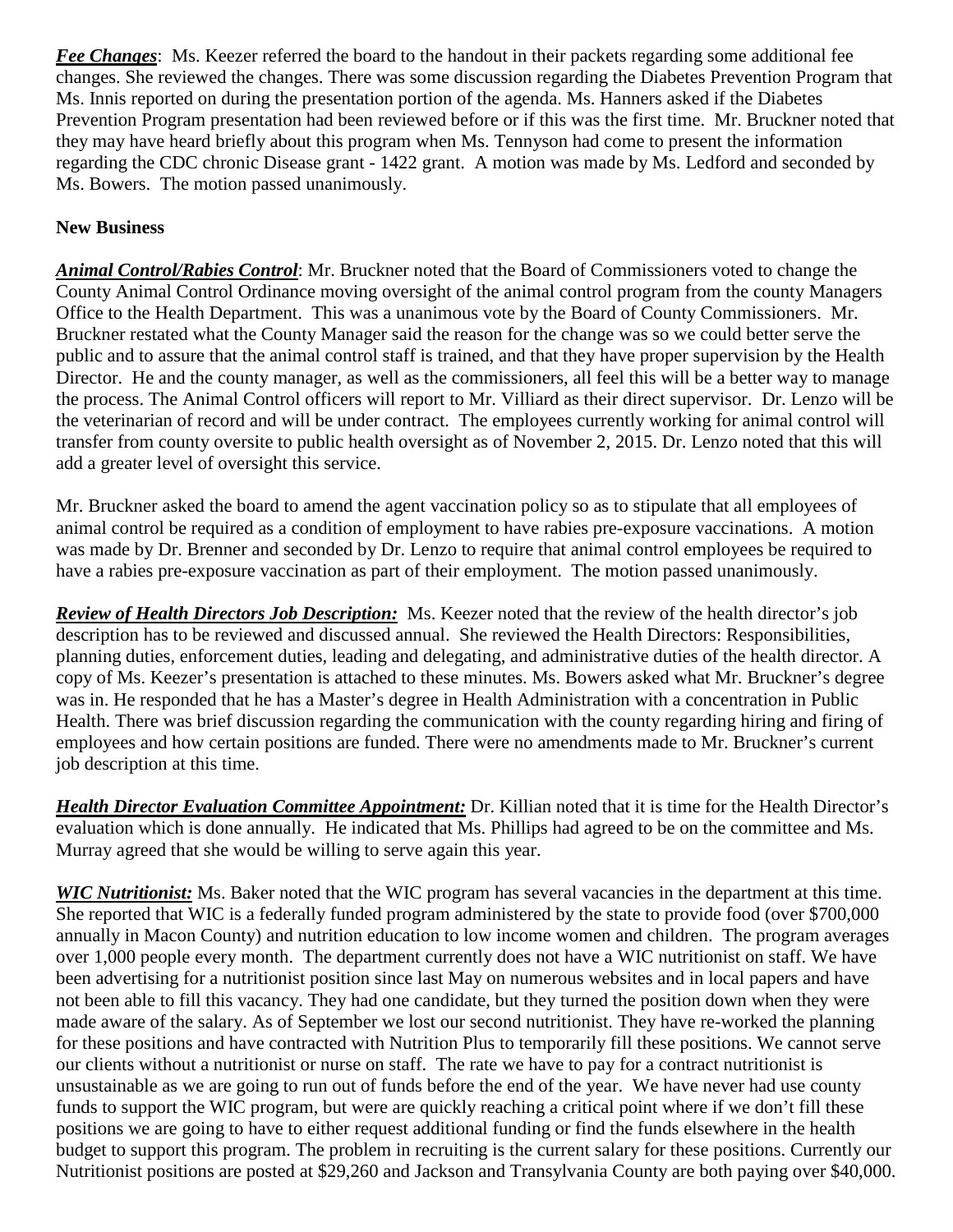***Fee Changes***: Ms. Keezer referred the board to the handout in their packets regarding some additional fee changes. She reviewed the changes. There was some discussion regarding the Diabetes Prevention Program that Ms. Innis reported on during the presentation portion of the agenda. Ms. Hanners asked if the Diabetes Prevention Program presentation had been reviewed before or if this was the first time. Mr. Bruckner noted that they may have heard briefly about this program when Ms. Tennyson had come to present the information regarding the CDC chronic Disease grant - 1422 grant. A motion was made by Ms. Ledford and seconded by Ms. Bowers. The motion passed unanimously.

**New Business**

***Animal Control/Rabies Control***: Mr. Bruckner noted that the Board of Commissioners voted to change the County Animal Control Ordinance moving oversight of the animal control program from the county Managers Office to the Health Department. This was a unanimous vote by the Board of County Commissioners. Mr. Bruckner restated what the County Manager said the reason for the change was so we could better serve the public and to assure that the animal control staff is trained, and that they have proper supervision by the Health Director. He and the county manager, as well as the commissioners, all feel this will be a better way to manage the process. The Animal Control officers will report to Mr. Villiard as their direct supervisor. Dr. Lenzo will be the veterinarian of record and will be under contract. The employees currently working for animal control will transfer from county oversite to public health oversight as of November 2, 2015. Dr. Lenzo noted that this will add a greater level of oversight this service.

Mr. Bruckner asked the board to amend the agent vaccination policy so as to stipulate that all employees of animal control be required as a condition of employment to have rabies pre-exposure vaccinations. A motion was made by Dr. Brenner and seconded by Dr. Lenzo to require that animal control employees be required to have a rabies pre-exposure vaccination as part of their employment. The motion passed unanimously.

***Review of Health Directors Job Description:*** Ms. Keezer noted that the review of the health director's job description has to be reviewed and discussed annual. She reviewed the Health Directors: Responsibilities, planning duties, enforcement duties, leading and delegating, and administrative duties of the health director. A copy of Ms. Keezer's presentation is attached to these minutes. Ms. Bowers asked what Mr. Bruckner's degree was in. He responded that he has a Master's degree in Health Administration with a concentration in Public Health. There was brief discussion regarding the communication with the county regarding hiring and firing of employees and how certain positions are funded. There were no amendments made to Mr. Bruckner's current job description at this time.

***Health Director Evaluation Committee Appointment:*** Dr. Killian noted that it is time for the Health Director's evaluation which is done annually. He indicated that Ms. Phillips had agreed to be on the committee and Ms. Murray agreed that she would be willing to serve again this year.

***WIC Nutritionist:*** Ms. Baker noted that the WIC program has several vacancies in the department at this time. She reported that WIC is a federally funded program administered by the state to provide food (over $700,000 annually in Macon County) and nutrition education to low income women and children. The program averages over 1,000 people every month. The department currently does not have a WIC nutritionist on staff. We have been advertising for a nutritionist position since last May on numerous websites and in local papers and have not been able to fill this vacancy. They had one candidate, but they turned the position down when they were made aware of the salary. As of September we lost our second nutritionist. They have re-worked the planning for these positions and have contracted with Nutrition Plus to temporarily fill these positions. We cannot serve our clients without a nutritionist or nurse on staff. The rate we have to pay for a contract nutritionist is unsustainable as we are going to run out of funds before the end of the year. We have never had use county funds to support the WIC program, but were are quickly reaching a critical point where if we don't fill these positions we are going to have to either request additional funding or find the funds elsewhere in the health budget to support this program. The problem in recruiting is the current salary for these positions. Currently our Nutritionist positions are posted at $29,260 and Jackson and Transylvania County are both paying over $40,000.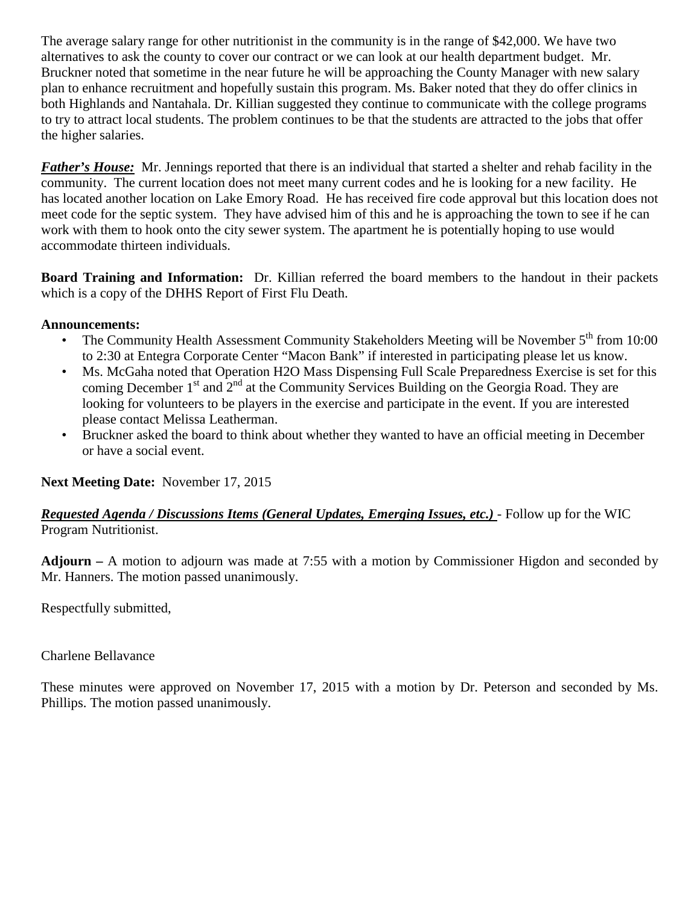The average salary range for other nutritionist in the community is in the range of $42,000. We have two alternatives to ask the county to cover our contract or we can look at our health department budget. Mr. Bruckner noted that sometime in the near future he will be approaching the County Manager with new salary plan to enhance recruitment and hopefully sustain this program. Ms. Baker noted that they do offer clinics in both Highlands and Nantahala. Dr. Killian suggested they continue to communicate with the college programs to try to attract local students. The problem continues to be that the students are attracted to the jobs that offer the higher salaries.

***Father's House:*** Mr. Jennings reported that there is an individual that started a shelter and rehab facility in the community. The current location does not meet many current codes and he is looking for a new facility. He has located another location on Lake Emory Road. He has received fire code approval but this location does not meet code for the septic system. They have advised him of this and he is approaching the town to see if he can work with them to hook onto the city sewer system. The apartment he is potentially hoping to use would accommodate thirteen individuals.

**Board Training and Information:** Dr. Killian referred the board members to the handout in their packets which is a copy of the DHHS Report of First Flu Death.

**Announcements:**

- The Community Health Assessment Community Stakeholders Meeting will be November 5th from 10:00 to 2:30 at Entegra Corporate Center "Macon Bank" if interested in participating please let us know.
- Ms. McGaha noted that Operation H2O Mass Dispensing Full Scale Preparedness Exercise is set for this coming December 1st and 2nd at the Community Services Building on the Georgia Road. They are looking for volunteers to be players in the exercise and participate in the event. If you are interested please contact Melissa Leatherman.
- Bruckner asked the board to think about whether they wanted to have an official meeting in December or have a social event.

**Next Meeting Date:** November 17, 2015

***Requested Agenda / Discussions Items (General Updates, Emerging Issues, etc.)*** - Follow up for the WIC Program Nutritionist.

**Adjourn –** A motion to adjourn was made at 7:55 with a motion by Commissioner Higdon and seconded by Mr. Hanners. The motion passed unanimously.

Respectfully submitted,

Charlene Bellavance

These minutes were approved on November 17, 2015 with a motion by Dr. Peterson and seconded by Ms. Phillips. The motion passed unanimously.